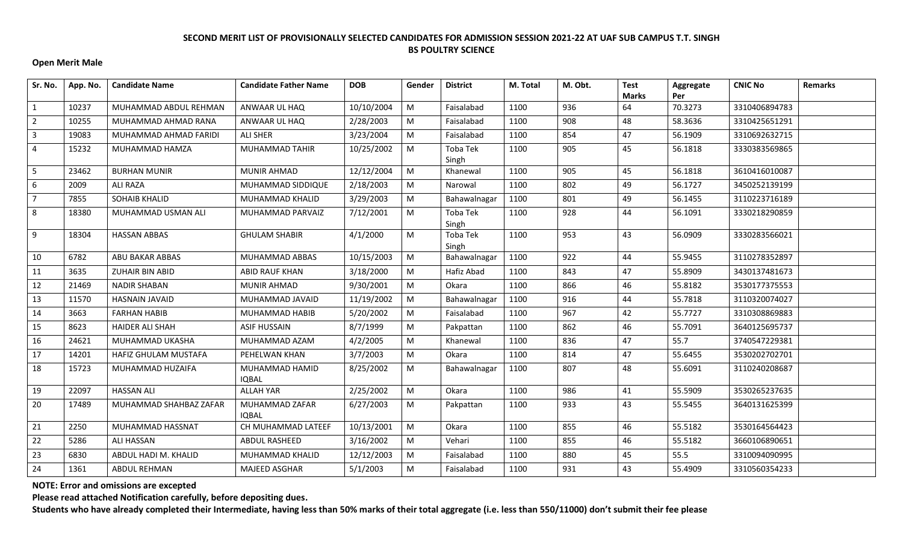**SECOND MERIT LIST OF PROVISIONALLY SELECTED CANDIDATES FOR ADMISSION SESSION 2021-22 AT UAF SUB CAMPUS T.T. SINGH**
**BS POULTRY SCIENCE**

**Open Merit Male**

| Sr. No. | App. No. | Candidate Name | Candidate Father Name | DOB | Gender | District | M. Total | M. Obt. | Test Marks | Aggregate Per | CNIC No | Remarks |
|---|---|---|---|---|---|---|---|---|---|---|---|---|
| 1 | 10237 | MUHAMMAD ABDUL REHMAN | ANWAAR UL HAQ | 10/10/2004 | M | Faisalabad | 1100 | 936 | 64 | 70.3273 | 3310406894783 | |
| 2 | 10255 | MUHAMMAD AHMAD RANA | ANWAAR UL HAQ | 2/28/2003 | M | Faisalabad | 1100 | 908 | 48 | 58.3636 | 3310425651291 | |
| 3 | 19083 | MUHAMMAD AHMAD FARIDI | ALI SHER | 3/23/2004 | M | Faisalabad | 1100 | 854 | 47 | 56.1909 | 3310692632715 | |
| 4 | 15232 | MUHAMMAD HAMZA | MUHAMMAD TAHIR | 10/25/2002 | M | Toba Tek Singh | 1100 | 905 | 45 | 56.1818 | 3330383569865 | |
| 5 | 23462 | BURHAN MUNIR | MUNIR AHMAD | 12/12/2004 | M | Khanewal | 1100 | 905 | 45 | 56.1818 | 3610416010087 | |
| 6 | 2009 | ALI RAZA | MUHAMMAD SIDDIQUE | 2/18/2003 | M | Narowal | 1100 | 802 | 49 | 56.1727 | 3450252139199 | |
| 7 | 7855 | SOHAIB KHALID | MUHAMMAD KHALID | 3/29/2003 | M | Bahawalnagar | 1100 | 801 | 49 | 56.1455 | 3110223716189 | |
| 8 | 18380 | MUHAMMAD USMAN ALI | MUHAMMAD PARVAIZ | 7/12/2001 | M | Toba Tek Singh | 1100 | 928 | 44 | 56.1091 | 3330218290859 | |
| 9 | 18304 | HASSAN ABBAS | GHULAM SHABIR | 4/1/2000 | M | Toba Tek Singh | 1100 | 953 | 43 | 56.0909 | 3330283566021 | |
| 10 | 6782 | ABU BAKAR ABBAS | MUHAMMAD ABBAS | 10/15/2003 | M | Bahawalnagar | 1100 | 922 | 44 | 55.9455 | 3110278352897 | |
| 11 | 3635 | ZUHAIR BIN ABID | ABID RAUF KHAN | 3/18/2000 | M | Hafiz Abad | 1100 | 843 | 47 | 55.8909 | 3430137481673 | |
| 12 | 21469 | NADIR SHABAN | MUNIR AHMAD | 9/30/2001 | M | Okara | 1100 | 866 | 46 | 55.8182 | 3530177375553 | |
| 13 | 11570 | HASNAIN JAVAID | MUHAMMAD JAVAID | 11/19/2002 | M | Bahawalnagar | 1100 | 916 | 44 | 55.7818 | 3110320074027 | |
| 14 | 3663 | FARHAN HABIB | MUHAMMAD HABIB | 5/20/2002 | M | Faisalabad | 1100 | 967 | 42 | 55.7727 | 3310308869883 | |
| 15 | 8623 | HAIDER ALI SHAH | ASIF HUSSAIN | 8/7/1999 | M | Pakpattan | 1100 | 862 | 46 | 55.7091 | 3640125695737 | |
| 16 | 24621 | MUHAMMAD UKASHA | MUHAMMAD AZAM | 4/2/2005 | M | Khanewal | 1100 | 836 | 47 | 55.7 | 3740547229381 | |
| 17 | 14201 | HAFIZ GHULAM MUSTAFA | PEHELWAN KHAN | 3/7/2003 | M | Okara | 1100 | 814 | 47 | 55.6455 | 3530202702701 | |
| 18 | 15723 | MUHAMMAD HUZAIFA | MUHAMMAD HAMID IQBAL | 8/25/2002 | M | Bahawalnagar | 1100 | 807 | 48 | 55.6091 | 3110240208687 | |
| 19 | 22097 | HASSAN ALI | ALLAH YAR | 2/25/2002 | M | Okara | 1100 | 986 | 41 | 55.5909 | 3530265237635 | |
| 20 | 17489 | MUHAMMAD SHAHBAZ ZAFAR | MUHAMMAD ZAFAR IQBAL | 6/27/2003 | M | Pakpattan | 1100 | 933 | 43 | 55.5455 | 3640131625399 | |
| 21 | 2250 | MUHAMMAD HASSNAT | CH MUHAMMAD LATEEF | 10/13/2001 | M | Okara | 1100 | 855 | 46 | 55.5182 | 3530164564423 | |
| 22 | 5286 | ALI HASSAN | ABDUL RASHEED | 3/16/2002 | M | Vehari | 1100 | 855 | 46 | 55.5182 | 3660106890651 | |
| 23 | 6830 | ABDUL HADI M. KHALID | MUHAMMAD KHALID | 12/12/2003 | M | Faisalabad | 1100 | 880 | 45 | 55.5 | 3310094090995 | |
| 24 | 1361 | ABDUL REHMAN | MAJEED ASGHAR | 5/1/2003 | M | Faisalabad | 1100 | 931 | 43 | 55.4909 | 3310560354233 | |

**NOTE: Error and omissions are excepted**

**Please read attached Notification carefully, before depositing dues.**

**Students who have already completed their Intermediate, having less than 50% marks of their total aggregate (i.e. less than 550/11000) don't submit their fee please**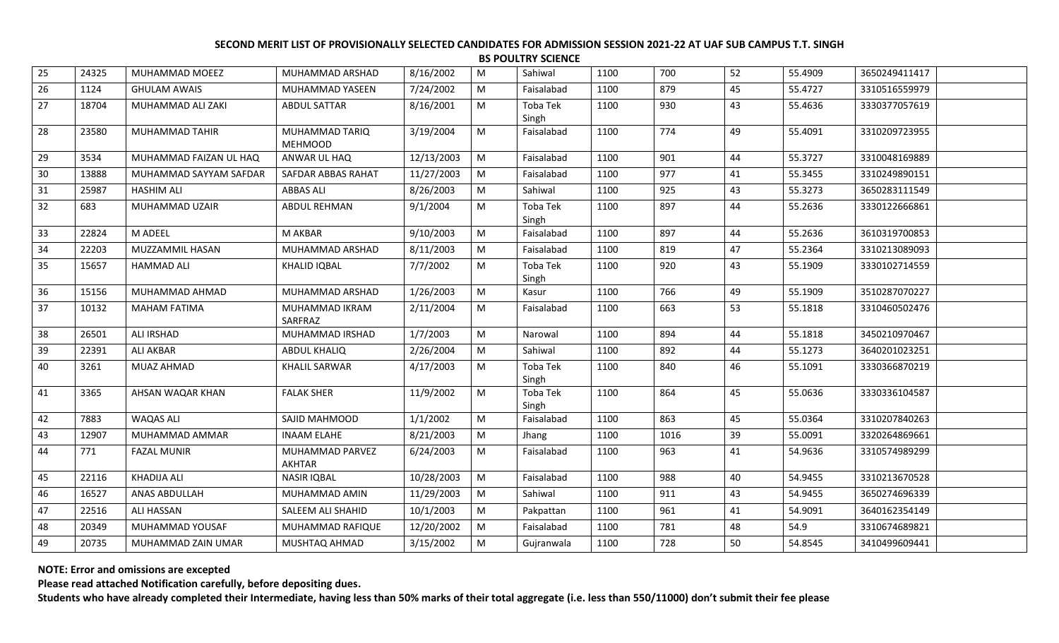**SECOND MERIT LIST OF PROVISIONALLY SELECTED CANDIDATES FOR ADMISSION SESSION 2021-22 AT UAF SUB CAMPUS T.T. SINGH**

**BS POULTRY SCIENCE**

| | | | | | | | | | | | | |
|---|---|---|---|---|---|---|---|---|---|---|---|---|
| 25 | 24325 | MUHAMMAD MOEEZ | MUHAMMAD ARSHAD | 8/16/2002 | M | Sahiwal | 1100 | 700 | 52 | 55.4909 | 3650249411417 | |
| 26 | 1124 | GHULAM AWAIS | MUHAMMAD YASEEN | 7/24/2002 | M | Faisalabad | 1100 | 879 | 45 | 55.4727 | 3310516559979 | |
| 27 | 18704 | MUHAMMAD ALI ZAKI | ABDUL SATTAR | 8/16/2001 | M | Toba Tek Singh | 1100 | 930 | 43 | 55.4636 | 3330377057619 | |
| 28 | 23580 | MUHAMMAD TAHIR | MUHAMMAD TARIQ MEHMOOD | 3/19/2004 | M | Faisalabad | 1100 | 774 | 49 | 55.4091 | 3310209723955 | |
| 29 | 3534 | MUHAMMAD FAIZAN UL HAQ | ANWAR UL HAQ | 12/13/2003 | M | Faisalabad | 1100 | 901 | 44 | 55.3727 | 3310048169889 | |
| 30 | 13888 | MUHAMMAD SAYYAM SAFDAR | SAFDAR ABBAS RAHAT | 11/27/2003 | M | Faisalabad | 1100 | 977 | 41 | 55.3455 | 3310249890151 | |
| 31 | 25987 | HASHIM ALI | ABBAS ALI | 8/26/2003 | M | Sahiwal | 1100 | 925 | 43 | 55.3273 | 3650283111549 | |
| 32 | 683 | MUHAMMAD UZAIR | ABDUL REHMAN | 9/1/2004 | M | Toba Tek Singh | 1100 | 897 | 44 | 55.2636 | 3330122666861 | |
| 33 | 22824 | M ADEEL | M AKBAR | 9/10/2003 | M | Faisalabad | 1100 | 897 | 44 | 55.2636 | 3610319700853 | |
| 34 | 22203 | MUZZAMMIL HASAN | MUHAMMAD ARSHAD | 8/11/2003 | M | Faisalabad | 1100 | 819 | 47 | 55.2364 | 3310213089093 | |
| 35 | 15657 | HAMMAD ALI | KHALID IQBAL | 7/7/2002 | M | Toba Tek Singh | 1100 | 920 | 43 | 55.1909 | 3330102714559 | |
| 36 | 15156 | MUHAMMAD AHMAD | MUHAMMAD ARSHAD | 1/26/2003 | M | Kasur | 1100 | 766 | 49 | 55.1909 | 3510287070227 | |
| 37 | 10132 | MAHAM FATIMA | MUHAMMAD IKRAM SARFRAZ | 2/11/2004 | M | Faisalabad | 1100 | 663 | 53 | 55.1818 | 3310460502476 | |
| 38 | 26501 | ALI IRSHAD | MUHAMMAD IRSHAD | 1/7/2003 | M | Narowal | 1100 | 894 | 44 | 55.1818 | 3450210970467 | |
| 39 | 22391 | ALI AKBAR | ABDUL KHALIQ | 2/26/2004 | M | Sahiwal | 1100 | 892 | 44 | 55.1273 | 3640201023251 | |
| 40 | 3261 | MUAZ AHMAD | KHALIL SARWAR | 4/17/2003 | M | Toba Tek Singh | 1100 | 840 | 46 | 55.1091 | 3330366870219 | |
| 41 | 3365 | AHSAN WAQAR KHAN | FALAK SHER | 11/9/2002 | M | Toba Tek Singh | 1100 | 864 | 45 | 55.0636 | 3330336104587 | |
| 42 | 7883 | WAQAS ALI | SAJID MAHMOOD | 1/1/2002 | M | Faisalabad | 1100 | 863 | 45 | 55.0364 | 3310207840263 | |
| 43 | 12907 | MUHAMMAD AMMAR | INAAM ELAHE | 8/21/2003 | M | Jhang | 1100 | 1016 | 39 | 55.0091 | 3320264869661 | |
| 44 | 771 | FAZAL MUNIR | MUHAMMAD PARVEZ AKHTAR | 6/24/2003 | M | Faisalabad | 1100 | 963 | 41 | 54.9636 | 3310574989299 | |
| 45 | 22116 | KHADIJA ALI | NASIR IQBAL | 10/28/2003 | M | Faisalabad | 1100 | 988 | 40 | 54.9455 | 3310213670528 | |
| 46 | 16527 | ANAS ABDULLAH | MUHAMMAD AMIN | 11/29/2003 | M | Sahiwal | 1100 | 911 | 43 | 54.9455 | 3650274696339 | |
| 47 | 22516 | ALI HASSAN | SALEEM ALI SHAHID | 10/1/2003 | M | Pakpattan | 1100 | 961 | 41 | 54.9091 | 3640162354149 | |
| 48 | 20349 | MUHAMMAD YOUSAF | MUHAMMAD RAFIQUE | 12/20/2002 | M | Faisalabad | 1100 | 781 | 48 | 54.9 | 3310674689821 | |
| 49 | 20735 | MUHAMMAD ZAIN UMAR | MUSHTAQ AHMAD | 3/15/2002 | M | Gujranwala | 1100 | 728 | 50 | 54.8545 | 3410499609441 | |

**NOTE: Error and omissions are excepted**

**Please read attached Notification carefully, before depositing dues.**

**Students who have already completed their Intermediate, having less than 50% marks of their total aggregate (i.e. less than 550/11000) don't submit their fee please**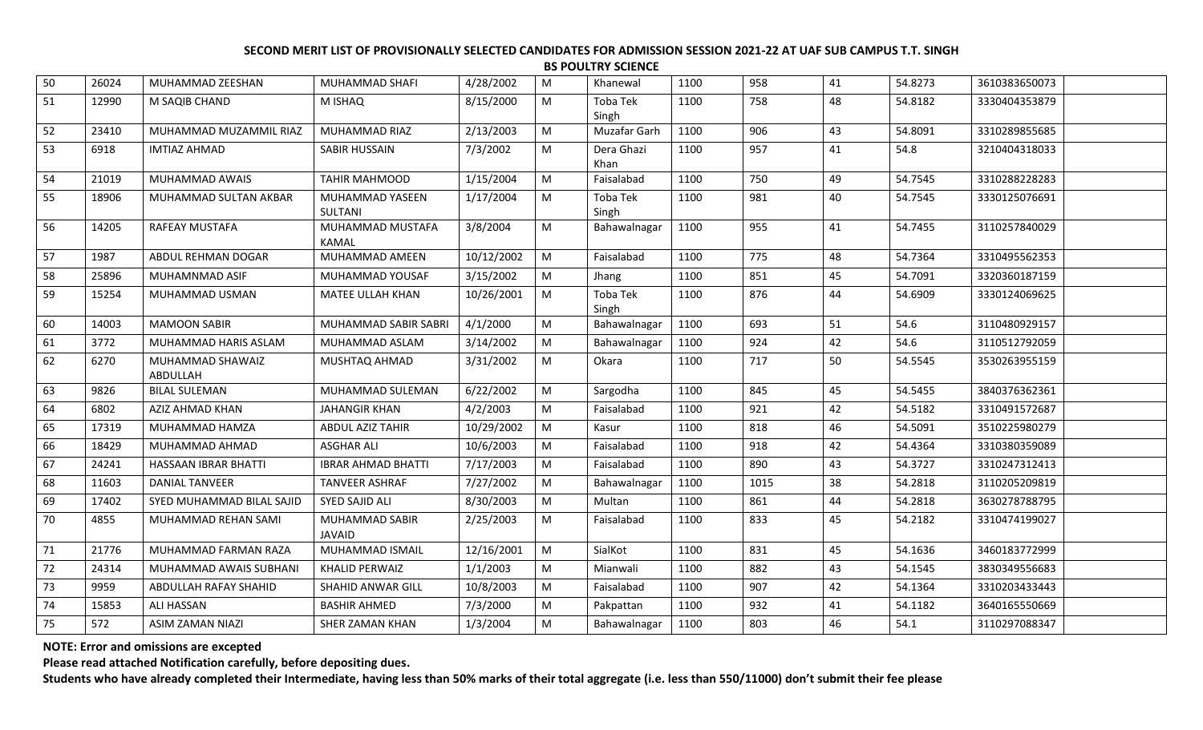**SECOND MERIT LIST OF PROVISIONALLY SELECTED CANDIDATES FOR ADMISSION SESSION 2021-22 AT UAF SUB CAMPUS T.T. SINGH**

**BS POULTRY SCIENCE**

| | | | | | | | | | | | | |
|---|---|---|---|---|---|---|---|---|---|---|---|---|
| 50 | 26024 | MUHAMMAD ZEESHAN | MUHAMMAD SHAFI | 4/28/2002 | M | Khanewal | 1100 | 958 | 41 | 54.8273 | 3610383650073 | |
| 51 | 12990 | M SAQIB CHAND | M ISHAQ | 8/15/2000 | M | Toba Tek Singh | 1100 | 758 | 48 | 54.8182 | 3330404353879 | |
| 52 | 23410 | MUHAMMAD MUZAMMIL RIAZ | MUHAMMAD RIAZ | 2/13/2003 | M | Muzafar Garh | 1100 | 906 | 43 | 54.8091 | 3310289855685 | |
| 53 | 6918 | IMTIAZ AHMAD | SABIR HUSSAIN | 7/3/2002 | M | Dera Ghazi Khan | 1100 | 957 | 41 | 54.8 | 3210404318033 | |
| 54 | 21019 | MUHAMMAD AWAIS | TAHIR MAHMOOD | 1/15/2004 | M | Faisalabad | 1100 | 750 | 49 | 54.7545 | 3310288228283 | |
| 55 | 18906 | MUHAMMAD SULTAN AKBAR | MUHAMMAD YASEEN SULTANI | 1/17/2004 | M | Toba Tek Singh | 1100 | 981 | 40 | 54.7545 | 3330125076691 | |
| 56 | 14205 | RAFEAY MUSTAFA | MUHAMMAD MUSTAFA KAMAL | 3/8/2004 | M | Bahawalnagar | 1100 | 955 | 41 | 54.7455 | 3110257840029 | |
| 57 | 1987 | ABDUL REHMAN DOGAR | MUHAMMAD AMEEN | 10/12/2002 | M | Faisalabad | 1100 | 775 | 48 | 54.7364 | 3310495562353 | |
| 58 | 25896 | MUHAMNMAD ASIF | MUHAMMAD YOUSAF | 3/15/2002 | M | Jhang | 1100 | 851 | 45 | 54.7091 | 3320360187159 | |
| 59 | 15254 | MUHAMMAD USMAN | MATEE ULLAH KHAN | 10/26/2001 | M | Toba Tek Singh | 1100 | 876 | 44 | 54.6909 | 3330124069625 | |
| 60 | 14003 | MAMOON SABIR | MUHAMMAD SABIR SABRI | 4/1/2000 | M | Bahawalnagar | 1100 | 693 | 51 | 54.6 | 3110480929157 | |
| 61 | 3772 | MUHAMMAD HARIS ASLAM | MUHAMMAD ASLAM | 3/14/2002 | M | Bahawalnagar | 1100 | 924 | 42 | 54.6 | 3110512792059 | |
| 62 | 6270 | MUHAMMAD SHAWAIZ ABDULLAH | MUSHTAQ AHMAD | 3/31/2002 | M | Okara | 1100 | 717 | 50 | 54.5545 | 3530263955159 | |
| 63 | 9826 | BILAL SULEMAN | MUHAMMAD SULEMAN | 6/22/2002 | M | Sargodha | 1100 | 845 | 45 | 54.5455 | 3840376362361 | |
| 64 | 6802 | AZIZ AHMAD KHAN | JAHANGIR KHAN | 4/2/2003 | M | Faisalabad | 1100 | 921 | 42 | 54.5182 | 3310491572687 | |
| 65 | 17319 | MUHAMMAD HAMZA | ABDUL AZIZ TAHIR | 10/29/2002 | M | Kasur | 1100 | 818 | 46 | 54.5091 | 3510225980279 | |
| 66 | 18429 | MUHAMMAD AHMAD | ASGHAR ALI | 10/6/2003 | M | Faisalabad | 1100 | 918 | 42 | 54.4364 | 3310380359089 | |
| 67 | 24241 | HASSAAN IBRAR BHATTI | IBRAR AHMAD BHATTI | 7/17/2003 | M | Faisalabad | 1100 | 890 | 43 | 54.3727 | 3310247312413 | |
| 68 | 11603 | DANIAL TANVEER | TANVEER ASHRAF | 7/27/2002 | M | Bahawalnagar | 1100 | 1015 | 38 | 54.2818 | 3110205209819 | |
| 69 | 17402 | SYED MUHAMMAD BILAL SAJID | SYED SAJID ALI | 8/30/2003 | M | Multan | 1100 | 861 | 44 | 54.2818 | 3630278788795 | |
| 70 | 4855 | MUHAMMAD REHAN SAMI | MUHAMMAD SABIR JAVAID | 2/25/2003 | M | Faisalabad | 1100 | 833 | 45 | 54.2182 | 3310474199027 | |
| 71 | 21776 | MUHAMMAD FARMAN RAZA | MUHAMMAD ISMAIL | 12/16/2001 | M | SialKot | 1100 | 831 | 45 | 54.1636 | 3460183772999 | |
| 72 | 24314 | MUHAMMAD AWAIS SUBHANI | KHALID PERWAIZ | 1/1/2003 | M | Mianwali | 1100 | 882 | 43 | 54.1545 | 3830349556683 | |
| 73 | 9959 | ABDULLAH RAFAY SHAHID | SHAHID ANWAR GILL | 10/8/2003 | M | Faisalabad | 1100 | 907 | 42 | 54.1364 | 3310203433443 | |
| 74 | 15853 | ALI HASSAN | BASHIR AHMED | 7/3/2000 | M | Pakpattan | 1100 | 932 | 41 | 54.1182 | 3640165550669 | |
| 75 | 572 | ASIM ZAMAN NIAZI | SHER ZAMAN KHAN | 1/3/2004 | M | Bahawalnagar | 1100 | 803 | 46 | 54.1 | 3110297088347 | |

**NOTE: Error and omissions are excepted**

**Please read attached Notification carefully, before depositing dues.**

**Students who have already completed their Intermediate, having less than 50% marks of their total aggregate (i.e. less than 550/11000) don't submit their fee please**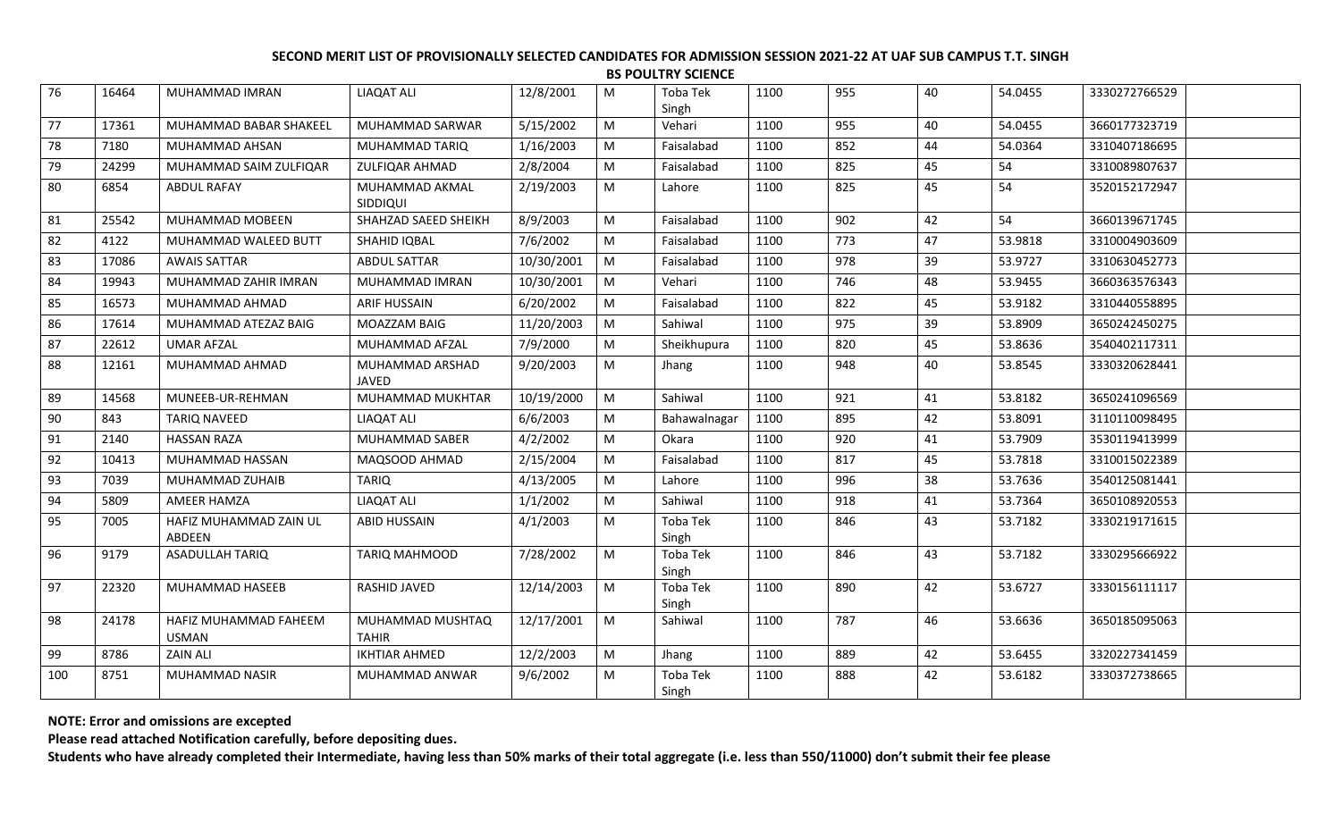**SECOND MERIT LIST OF PROVISIONALLY SELECTED CANDIDATES FOR ADMISSION SESSION 2021-22 AT UAF SUB CAMPUS T.T. SINGH**

**BS POULTRY SCIENCE**

| | | | | | | | | | | | | |
|---|---|---|---|---|---|---|---|---|---|---|---|---|
| 76 | 16464 | MUHAMMAD IMRAN | LIAQAT ALI | 12/8/2001 | M | Toba Tek Singh | 1100 | 955 | 40 | 54.0455 | 3330272766529 | |
| 77 | 17361 | MUHAMMAD BABAR SHAKEEL | MUHAMMAD SARWAR | 5/15/2002 | M | Vehari | 1100 | 955 | 40 | 54.0455 | 3660177323719 | |
| 78 | 7180 | MUHAMMAD AHSAN | MUHAMMAD TARIQ | 1/16/2003 | M | Faisalabad | 1100 | 852 | 44 | 54.0364 | 3310407186695 | |
| 79 | 24299 | MUHAMMAD SAIM ZULFIQAR | ZULFIQAR AHMAD | 2/8/2004 | M | Faisalabad | 1100 | 825 | 45 | 54 | 3310089807637 | |
| 80 | 6854 | ABDUL RAFAY | MUHAMMAD AKMAL SIDDIQUI | 2/19/2003 | M | Lahore | 1100 | 825 | 45 | 54 | 3520152172947 | |
| 81 | 25542 | MUHAMMAD MOBEEN | SHAHZAD SAEED SHEIKH | 8/9/2003 | M | Faisalabad | 1100 | 902 | 42 | 54 | 3660139671745 | |
| 82 | 4122 | MUHAMMAD WALEED BUTT | SHAHID IQBAL | 7/6/2002 | M | Faisalabad | 1100 | 773 | 47 | 53.9818 | 3310004903609 | |
| 83 | 17086 | AWAIS SATTAR | ABDUL SATTAR | 10/30/2001 | M | Faisalabad | 1100 | 978 | 39 | 53.9727 | 3310630452773 | |
| 84 | 19943 | MUHAMMAD ZAHIR IMRAN | MUHAMMAD IMRAN | 10/30/2001 | M | Vehari | 1100 | 746 | 48 | 53.9455 | 3660363576343 | |
| 85 | 16573 | MUHAMMAD AHMAD | ARIF HUSSAIN | 6/20/2002 | M | Faisalabad | 1100 | 822 | 45 | 53.9182 | 3310440558895 | |
| 86 | 17614 | MUHAMMAD ATEZAZ BAIG | MOAZZAM BAIG | 11/20/2003 | M | Sahiwal | 1100 | 975 | 39 | 53.8909 | 3650242450275 | |
| 87 | 22612 | UMAR AFZAL | MUHAMMAD AFZAL | 7/9/2000 | M | Sheikhupura | 1100 | 820 | 45 | 53.8636 | 3540402117311 | |
| 88 | 12161 | MUHAMMAD AHMAD | MUHAMMAD ARSHAD JAVED | 9/20/2003 | M | Jhang | 1100 | 948 | 40 | 53.8545 | 3330320628441 | |
| 89 | 14568 | MUNEEB-UR-REHMAN | MUHAMMAD MUKHTAR | 10/19/2000 | M | Sahiwal | 1100 | 921 | 41 | 53.8182 | 3650241096569 | |
| 90 | 843 | TARIQ NAVEED | LIAQAT ALI | 6/6/2003 | M | Bahawalnagar | 1100 | 895 | 42 | 53.8091 | 3110110098495 | |
| 91 | 2140 | HASSAN RAZA | MUHAMMAD SABER | 4/2/2002 | M | Okara | 1100 | 920 | 41 | 53.7909 | 3530119413999 | |
| 92 | 10413 | MUHAMMAD HASSAN | MAQSOOD AHMAD | 2/15/2004 | M | Faisalabad | 1100 | 817 | 45 | 53.7818 | 3310015022389 | |
| 93 | 7039 | MUHAMMAD ZUHAIB | TARIQ | 4/13/2005 | M | Lahore | 1100 | 996 | 38 | 53.7636 | 3540125081441 | |
| 94 | 5809 | AMEER HAMZA | LIAQAT ALI | 1/1/2002 | M | Sahiwal | 1100 | 918 | 41 | 53.7364 | 3650108920553 | |
| 95 | 7005 | HAFIZ MUHAMMAD ZAIN UL ABDEEN | ABID HUSSAIN | 4/1/2003 | M | Toba Tek Singh | 1100 | 846 | 43 | 53.7182 | 3330219171615 | |
| 96 | 9179 | ASADULLAH TARIQ | TARIQ MAHMOOD | 7/28/2002 | M | Toba Tek Singh | 1100 | 846 | 43 | 53.7182 | 3330295666922 | |
| 97 | 22320 | MUHAMMAD HASEEB | RASHID JAVED | 12/14/2003 | M | Toba Tek Singh | 1100 | 890 | 42 | 53.6727 | 3330156111117 | |
| 98 | 24178 | HAFIZ MUHAMMAD FAHEEM USMAN | MUHAMMAD MUSHTAQ TAHIR | 12/17/2001 | M | Sahiwal | 1100 | 787 | 46 | 53.6636 | 3650185095063 | |
| 99 | 8786 | ZAIN ALI | IKHTIAR AHMED | 12/2/2003 | M | Jhang | 1100 | 889 | 42 | 53.6455 | 3320227341459 | |
| 100 | 8751 | MUHAMMAD NASIR | MUHAMMAD ANWAR | 9/6/2002 | M | Toba Tek Singh | 1100 | 888 | 42 | 53.6182 | 3330372738665 | |

**NOTE: Error and omissions are excepted**

**Please read attached Notification carefully, before depositing dues.**

**Students who have already completed their Intermediate, having less than 50% marks of their total aggregate (i.e. less than 550/11000) don't submit their fee please**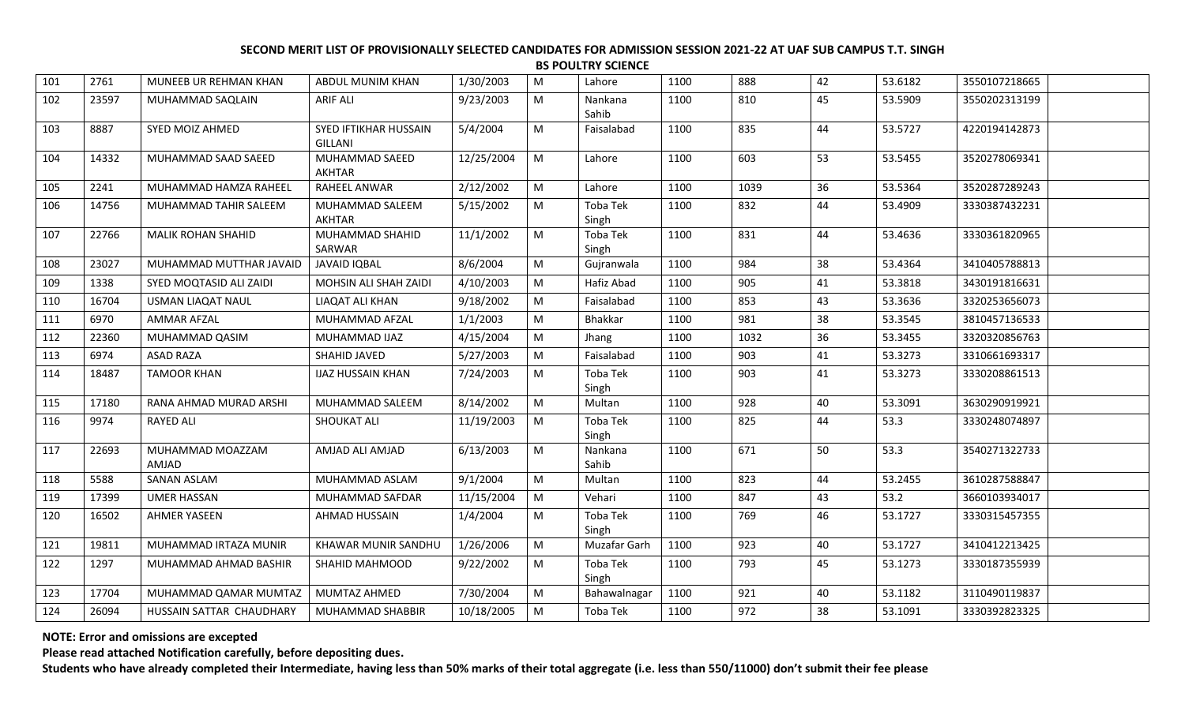**SECOND MERIT LIST OF PROVISIONALLY SELECTED CANDIDATES FOR ADMISSION SESSION 2021-22 AT UAF SUB CAMPUS T.T. SINGH**

**BS POULTRY SCIENCE**

| | | | | | | | | | | | | |
|---|---|---|---|---|---|---|---|---|---|---|---|---|
| 101 | 2761 | MUNEEB UR REHMAN KHAN | ABDUL MUNIM KHAN | 1/30/2003 | M | Lahore | 1100 | 888 | 42 | 53.6182 | 3550107218665 | |
| 102 | 23597 | MUHAMMAD SAQLAIN | ARIF ALI | 9/23/2003 | M | Nankana Sahib | 1100 | 810 | 45 | 53.5909 | 3550202313199 | |
| 103 | 8887 | SYED MOIZ AHMED | SYED IFTIKHAR HUSSAIN GILLANI | 5/4/2004 | M | Faisalabad | 1100 | 835 | 44 | 53.5727 | 4220194142873 | |
| 104 | 14332 | MUHAMMAD SAAD SAEED | MUHAMMAD SAEED AKHTAR | 12/25/2004 | M | Lahore | 1100 | 603 | 53 | 53.5455 | 3520278069341 | |
| 105 | 2241 | MUHAMMAD HAMZA RAHEEL | RAHEEL ANWAR | 2/12/2002 | M | Lahore | 1100 | 1039 | 36 | 53.5364 | 3520287289243 | |
| 106 | 14756 | MUHAMMAD TAHIR SALEEM | MUHAMMAD SALEEM AKHTAR | 5/15/2002 | M | Toba Tek Singh | 1100 | 832 | 44 | 53.4909 | 3330387432231 | |
| 107 | 22766 | MALIK ROHAN SHAHID | MUHAMMAD SHAHID SARWAR | 11/1/2002 | M | Toba Tek Singh | 1100 | 831 | 44 | 53.4636 | 3330361820965 | |
| 108 | 23027 | MUHAMMAD MUTTHAR JAVAID | JAVAID IQBAL | 8/6/2004 | M | Gujranwala | 1100 | 984 | 38 | 53.4364 | 3410405788813 | |
| 109 | 1338 | SYED MOQTASID ALI ZAIDI | MOHSIN ALI SHAH ZAIDI | 4/10/2003 | M | Hafiz Abad | 1100 | 905 | 41 | 53.3818 | 3430191816631 | |
| 110 | 16704 | USMAN LIAQAT NAUL | LIAQAT ALI KHAN | 9/18/2002 | M | Faisalabad | 1100 | 853 | 43 | 53.3636 | 3320253656073 | |
| 111 | 6970 | AMMAR AFZAL | MUHAMMAD AFZAL | 1/1/2003 | M | Bhakkar | 1100 | 981 | 38 | 53.3545 | 3810457136533 | |
| 112 | 22360 | MUHAMMAD QASIM | MUHAMMAD IJAZ | 4/15/2004 | M | Jhang | 1100 | 1032 | 36 | 53.3455 | 3320320856763 | |
| 113 | 6974 | ASAD RAZA | SHAHID JAVED | 5/27/2003 | M | Faisalabad | 1100 | 903 | 41 | 53.3273 | 3310661693317 | |
| 114 | 18487 | TAMOOR KHAN | IJAZ HUSSAIN KHAN | 7/24/2003 | M | Toba Tek Singh | 1100 | 903 | 41 | 53.3273 | 3330208861513 | |
| 115 | 17180 | RANA AHMAD MURAD ARSHI | MUHAMMAD SALEEM | 8/14/2002 | M | Multan | 1100 | 928 | 40 | 53.3091 | 3630290919921 | |
| 116 | 9974 | RAYED ALI | SHOUKAT ALI | 11/19/2003 | M | Toba Tek Singh | 1100 | 825 | 44 | 53.3 | 3330248074897 | |
| 117 | 22693 | MUHAMMAD MOAZZAM AMJAD | AMJAD ALI AMJAD | 6/13/2003 | M | Nankana Sahib | 1100 | 671 | 50 | 53.3 | 3540271322733 | |
| 118 | 5588 | SANAN ASLAM | MUHAMMAD ASLAM | 9/1/2004 | M | Multan | 1100 | 823 | 44 | 53.2455 | 3610287588847 | |
| 119 | 17399 | UMER HASSAN | MUHAMMAD SAFDAR | 11/15/2004 | M | Vehari | 1100 | 847 | 43 | 53.2 | 3660103934017 | |
| 120 | 16502 | AHMER YASEEN | AHMAD HUSSAIN | 1/4/2004 | M | Toba Tek Singh | 1100 | 769 | 46 | 53.1727 | 3330315457355 | |
| 121 | 19811 | MUHAMMAD IRTAZA MUNIR | KHAWAR MUNIR SANDHU | 1/26/2006 | M | Muzafar Garh | 1100 | 923 | 40 | 53.1727 | 3410412213425 | |
| 122 | 1297 | MUHAMMAD AHMAD BASHIR | SHAHID MAHMOOD | 9/22/2002 | M | Toba Tek Singh | 1100 | 793 | 45 | 53.1273 | 3330187355939 | |
| 123 | 17704 | MUHAMMAD QAMAR MUMTAZ | MUMTAZ AHMED | 7/30/2004 | M | Bahawalnagar | 1100 | 921 | 40 | 53.1182 | 3110490119837 | |
| 124 | 26094 | HUSSAIN SATTAR CHAUDHARY | MUHAMMAD SHABBIR | 10/18/2005 | M | Toba Tek | 1100 | 972 | 38 | 53.1091 | 3330392823325 | |

**NOTE: Error and omissions are excepted**

**Please read attached Notification carefully, before depositing dues.**

**Students who have already completed their Intermediate, having less than 50% marks of their total aggregate (i.e. less than 550/11000) don't submit their fee please**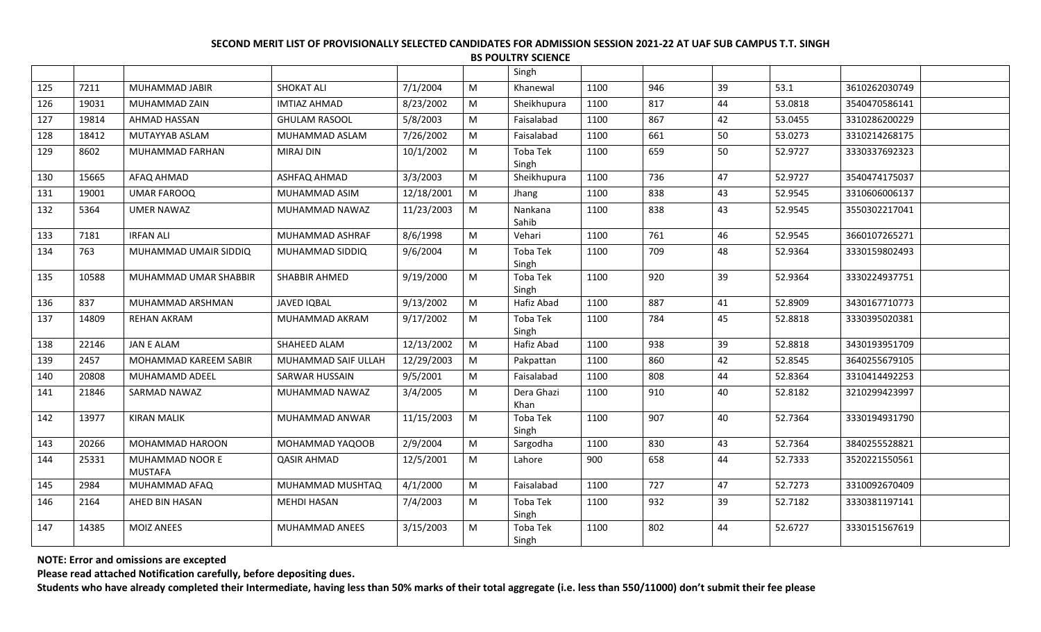**SECOND MERIT LIST OF PROVISIONALLY SELECTED CANDIDATES FOR ADMISSION SESSION 2021-22 AT UAF SUB CAMPUS T.T. SINGH**

**BS POULTRY SCIENCE**

| | | | | | | | | | | | | |
|---|---|---|---|---|---|---|---|---|---|---|---|---|
| | | | | | | Singh | | | | | | |
| 125 | 7211 | MUHAMMAD JABIR | SHOKAT ALI | 7/1/2004 | M | Khanewal | 1100 | 946 | 39 | 53.1 | 3610262030749 | |
| 126 | 19031 | MUHAMMAD ZAIN | IMTIAZ AHMAD | 8/23/2002 | M | Sheikhupura | 1100 | 817 | 44 | 53.0818 | 3540470586141 | |
| 127 | 19814 | AHMAD HASSAN | GHULAM RASOOL | 5/8/2003 | M | Faisalabad | 1100 | 867 | 42 | 53.0455 | 3310286200229 | |
| 128 | 18412 | MUTAYYAB ASLAM | MUHAMMAD ASLAM | 7/26/2002 | M | Faisalabad | 1100 | 661 | 50 | 53.0273 | 3310214268175 | |
| 129 | 8602 | MUHAMMAD FARHAN | MIRAJ DIN | 10/1/2002 | M | Toba Tek Singh | 1100 | 659 | 50 | 52.9727 | 3330337692323 | |
| 130 | 15665 | AFAQ AHMAD | ASHFAQ AHMAD | 3/3/2003 | M | Sheikhupura | 1100 | 736 | 47 | 52.9727 | 3540474175037 | |
| 131 | 19001 | UMAR FAROOQ | MUHAMMAD ASIM | 12/18/2001 | M | Jhang | 1100 | 838 | 43 | 52.9545 | 3310606006137 | |
| 132 | 5364 | UMER NAWAZ | MUHAMMAD NAWAZ | 11/23/2003 | M | Nankana Sahib | 1100 | 838 | 43 | 52.9545 | 3550302217041 | |
| 133 | 7181 | IRFAN ALI | MUHAMMAD ASHRAF | 8/6/1998 | M | Vehari | 1100 | 761 | 46 | 52.9545 | 3660107265271 | |
| 134 | 763 | MUHAMMAD UMAIR SIDDIQ | MUHAMMAD SIDDIQ | 9/6/2004 | M | Toba Tek Singh | 1100 | 709 | 48 | 52.9364 | 3330159802493 | |
| 135 | 10588 | MUHAMMAD UMAR SHABBIR | SHABBIR AHMED | 9/19/2000 | M | Toba Tek Singh | 1100 | 920 | 39 | 52.9364 | 3330224937751 | |
| 136 | 837 | MUHAMMAD ARSHMAN | JAVED IQBAL | 9/13/2002 | M | Hafiz Abad | 1100 | 887 | 41 | 52.8909 | 3430167710773 | |
| 137 | 14809 | REHAN AKRAM | MUHAMMAD AKRAM | 9/17/2002 | M | Toba Tek Singh | 1100 | 784 | 45 | 52.8818 | 3330395020381 | |
| 138 | 22146 | JAN E ALAM | SHAHEED ALAM | 12/13/2002 | M | Hafiz Abad | 1100 | 938 | 39 | 52.8818 | 3430193951709 | |
| 139 | 2457 | MOHAMMAD KAREEM SABIR | MUHAMMAD SAIF ULLAH | 12/29/2003 | M | Pakpattan | 1100 | 860 | 42 | 52.8545 | 3640255679105 | |
| 140 | 20808 | MUHAMAMD ADEEL | SARWAR HUSSAIN | 9/5/2001 | M | Faisalabad | 1100 | 808 | 44 | 52.8364 | 3310414492253 | |
| 141 | 21846 | SARMAD NAWAZ | MUHAMMAD NAWAZ | 3/4/2005 | M | Dera Ghazi Khan | 1100 | 910 | 40 | 52.8182 | 3210299423997 | |
| 142 | 13977 | KIRAN MALIK | MUHAMMAD ANWAR | 11/15/2003 | M | Toba Tek Singh | 1100 | 907 | 40 | 52.7364 | 3330194931790 | |
| 143 | 20266 | MOHAMMAD HAROON | MOHAMMAD YAQOOB | 2/9/2004 | M | Sargodha | 1100 | 830 | 43 | 52.7364 | 3840255528821 | |
| 144 | 25331 | MUHAMMAD NOOR E MUSTAFA | QASIR AHMAD | 12/5/2001 | M | Lahore | 900 | 658 | 44 | 52.7333 | 3520221550561 | |
| 145 | 2984 | MUHAMMAD AFAQ | MUHAMMAD MUSHTAQ | 4/1/2000 | M | Faisalabad | 1100 | 727 | 47 | 52.7273 | 3310092670409 | |
| 146 | 2164 | AHED BIN HASAN | MEHDI HASAN | 7/4/2003 | M | Toba Tek Singh | 1100 | 932 | 39 | 52.7182 | 3330381197141 | |
| 147 | 14385 | MOIZ ANEES | MUHAMMAD ANEES | 3/15/2003 | M | Toba Tek Singh | 1100 | 802 | 44 | 52.6727 | 3330151567619 | |

**NOTE: Error and omissions are excepted**

**Please read attached Notification carefully, before depositing dues.**

**Students who have already completed their Intermediate, having less than 50% marks of their total aggregate (i.e. less than 550/11000) don't submit their fee please**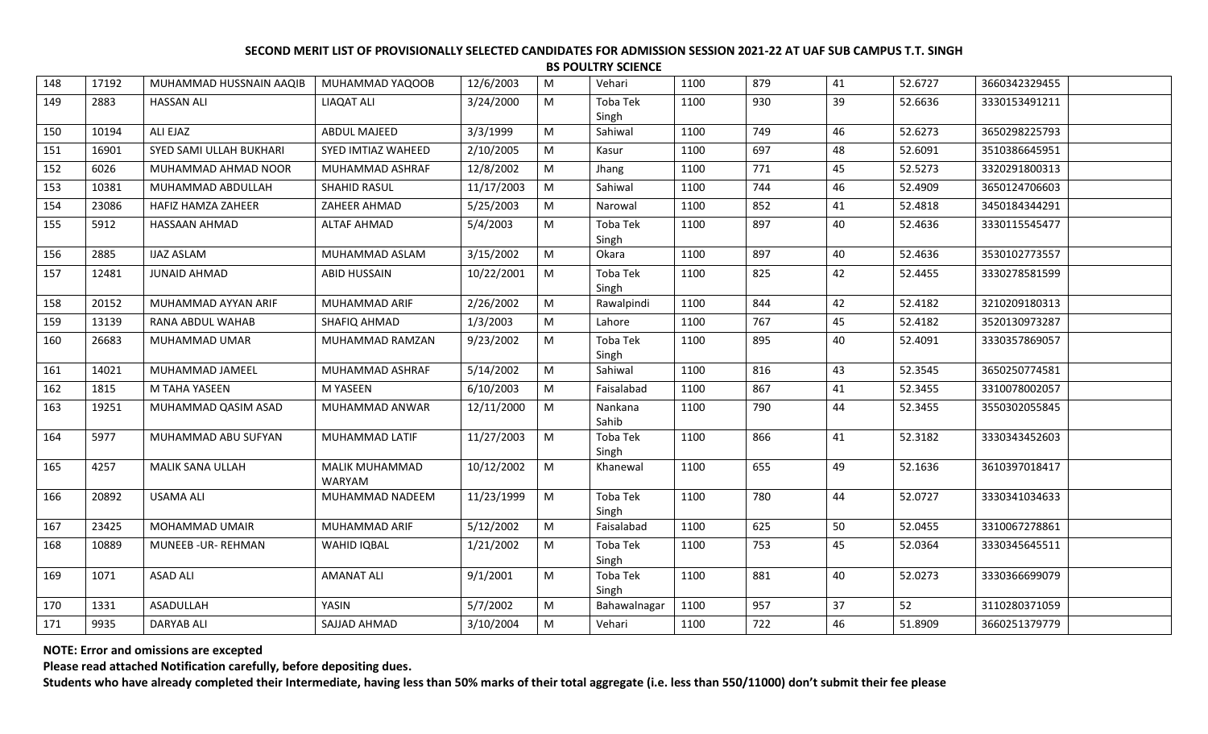**SECOND MERIT LIST OF PROVISIONALLY SELECTED CANDIDATES FOR ADMISSION SESSION 2021-22 AT UAF SUB CAMPUS T.T. SINGH**

**BS POULTRY SCIENCE**

| | | | | | | | | | | | | |
|---|---|---|---|---|---|---|---|---|---|---|---|---|
| 148 | 17192 | MUHAMMAD HUSSNAIN AAQIB | MUHAMMAD YAQOOB | 12/6/2003 | M | Vehari | 1100 | 879 | 41 | 52.6727 | 3660342329455 | |
| 149 | 2883 | HASSAN ALI | LIAQAT ALI | 3/24/2000 | M | Toba Tek Singh | 1100 | 930 | 39 | 52.6636 | 3330153491211 | |
| 150 | 10194 | ALI EJAZ | ABDUL MAJEED | 3/3/1999 | M | Sahiwal | 1100 | 749 | 46 | 52.6273 | 3650298225793 | |
| 151 | 16901 | SYED SAMI ULLAH BUKHARI | SYED IMTIAZ WAHEED | 2/10/2005 | M | Kasur | 1100 | 697 | 48 | 52.6091 | 3510386645951 | |
| 152 | 6026 | MUHAMMAD AHMAD NOOR | MUHAMMAD ASHRAF | 12/8/2002 | M | Jhang | 1100 | 771 | 45 | 52.5273 | 3320291800313 | |
| 153 | 10381 | MUHAMMAD ABDULLAH | SHAHID RASUL | 11/17/2003 | M | Sahiwal | 1100 | 744 | 46 | 52.4909 | 3650124706603 | |
| 154 | 23086 | HAFIZ HAMZA ZAHEER | ZAHEER AHMAD | 5/25/2003 | M | Narowal | 1100 | 852 | 41 | 52.4818 | 3450184344291 | |
| 155 | 5912 | HASSAAN AHMAD | ALTAF AHMAD | 5/4/2003 | M | Toba Tek Singh | 1100 | 897 | 40 | 52.4636 | 3330115545477 | |
| 156 | 2885 | IJAZ ASLAM | MUHAMMAD ASLAM | 3/15/2002 | M | Okara | 1100 | 897 | 40 | 52.4636 | 3530102773557 | |
| 157 | 12481 | JUNAID AHMAD | ABID HUSSAIN | 10/22/2001 | M | Toba Tek Singh | 1100 | 825 | 42 | 52.4455 | 3330278581599 | |
| 158 | 20152 | MUHAMMAD AYYAN ARIF | MUHAMMAD ARIF | 2/26/2002 | M | Rawalpindi | 1100 | 844 | 42 | 52.4182 | 3210209180313 | |
| 159 | 13139 | RANA ABDUL WAHAB | SHAFIQ AHMAD | 1/3/2003 | M | Lahore | 1100 | 767 | 45 | 52.4182 | 3520130973287 | |
| 160 | 26683 | MUHAMMAD UMAR | MUHAMMAD RAMZAN | 9/23/2002 | M | Toba Tek Singh | 1100 | 895 | 40 | 52.4091 | 3330357869057 | |
| 161 | 14021 | MUHAMMAD JAMEEL | MUHAMMAD ASHRAF | 5/14/2002 | M | Sahiwal | 1100 | 816 | 43 | 52.3545 | 3650250774581 | |
| 162 | 1815 | M TAHA YASEEN | M YASEEN | 6/10/2003 | M | Faisalabad | 1100 | 867 | 41 | 52.3455 | 3310078002057 | |
| 163 | 19251 | MUHAMMAD QASIM ASAD | MUHAMMAD ANWAR | 12/11/2000 | M | Nankana Sahib | 1100 | 790 | 44 | 52.3455 | 3550302055845 | |
| 164 | 5977 | MUHAMMAD ABU SUFYAN | MUHAMMAD LATIF | 11/27/2003 | M | Toba Tek Singh | 1100 | 866 | 41 | 52.3182 | 3330343452603 | |
| 165 | 4257 | MALIK SANA ULLAH | MALIK MUHAMMAD WARYAM | 10/12/2002 | M | Khanewal | 1100 | 655 | 49 | 52.1636 | 3610397018417 | |
| 166 | 20892 | USAMA ALI | MUHAMMAD NADEEM | 11/23/1999 | M | Toba Tek Singh | 1100 | 780 | 44 | 52.0727 | 3330341034633 | |
| 167 | 23425 | MOHAMMAD UMAIR | MUHAMMAD ARIF | 5/12/2002 | M | Faisalabad | 1100 | 625 | 50 | 52.0455 | 3310067278861 | |
| 168 | 10889 | MUNEEB -UR- REHMAN | WAHID IQBAL | 1/21/2002 | M | Toba Tek Singh | 1100 | 753 | 45 | 52.0364 | 3330345645511 | |
| 169 | 1071 | ASAD ALI | AMANAT ALI | 9/1/2001 | M | Toba Tek Singh | 1100 | 881 | 40 | 52.0273 | 3330366699079 | |
| 170 | 1331 | ASADULLAH | YASIN | 5/7/2002 | M | Bahawalnagar | 1100 | 957 | 37 | 52 | 3110280371059 | |
| 171 | 9935 | DARYAB ALI | SAJJAD AHMAD | 3/10/2004 | M | Vehari | 1100 | 722 | 46 | 51.8909 | 3660251379779 | |

**NOTE: Error and omissions are excepted**

**Please read attached Notification carefully, before depositing dues.**

**Students who have already completed their Intermediate, having less than 50% marks of their total aggregate (i.e. less than 550/11000) don't submit their fee please**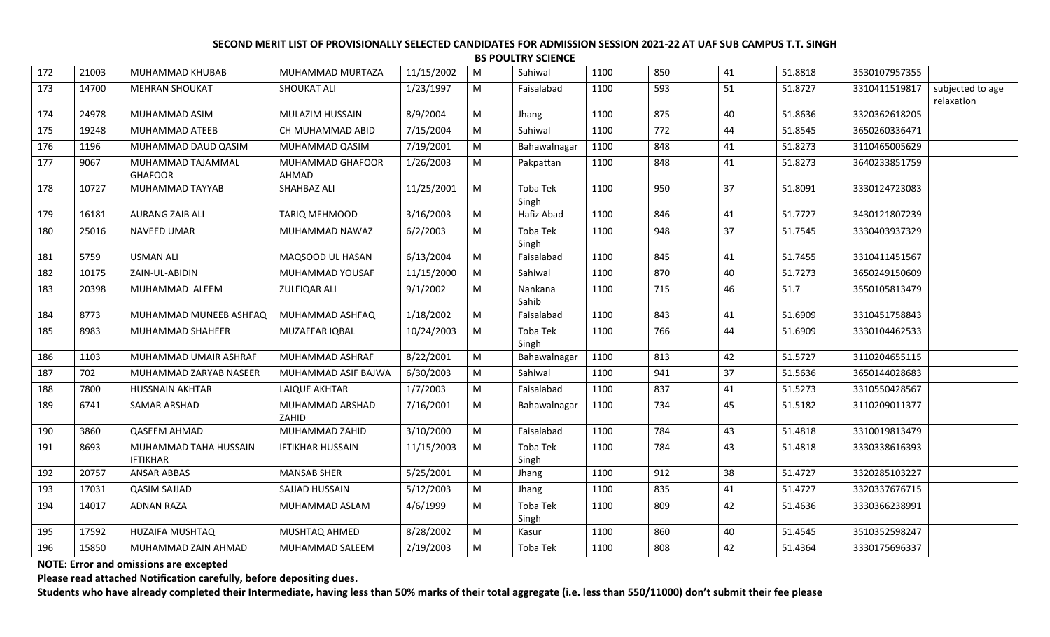**SECOND MERIT LIST OF PROVISIONALLY SELECTED CANDIDATES FOR ADMISSION SESSION 2021-22 AT UAF SUB CAMPUS T.T. SINGH**

**BS POULTRY SCIENCE**

| | | | | | | | | | | | | |
|---|---|---|---|---|---|---|---|---|---|---|---|---|
| 172 | 21003 | MUHAMMAD KHUBAB | MUHAMMAD MURTAZA | 11/15/2002 | M | Sahiwal | 1100 | 850 | 41 | 51.8818 | 3530107957355 | |
| 173 | 14700 | MEHRAN SHOUKAT | SHOUKAT ALI | 1/23/1997 | M | Faisalabad | 1100 | 593 | 51 | 51.8727 | 3310411519817 | subjected to age relaxation |
| 174 | 24978 | MUHAMMAD ASIM | MULAZIM HUSSAIN | 8/9/2004 | M | Jhang | 1100 | 875 | 40 | 51.8636 | 3320362618205 | |
| 175 | 19248 | MUHAMMAD ATEEB | CH MUHAMMAD ABID | 7/15/2004 | M | Sahiwal | 1100 | 772 | 44 | 51.8545 | 3650260336471 | |
| 176 | 1196 | MUHAMMAD DAUD QASIM | MUHAMMAD QASIM | 7/19/2001 | M | Bahawalnagar | 1100 | 848 | 41 | 51.8273 | 3110465005629 | |
| 177 | 9067 | MUHAMMAD TAJAMMAL GHAFOOR | MUHAMMAD GHAFOOR AHMAD | 1/26/2003 | M | Pakpattan | 1100 | 848 | 41 | 51.8273 | 3640233851759 | |
| 178 | 10727 | MUHAMMAD TAYYAB | SHAHBAZ ALI | 11/25/2001 | M | Toba Tek Singh | 1100 | 950 | 37 | 51.8091 | 3330124723083 | |
| 179 | 16181 | AURANG ZAIB ALI | TARIQ MEHMOOD | 3/16/2003 | M | Hafiz Abad | 1100 | 846 | 41 | 51.7727 | 3430121807239 | |
| 180 | 25016 | NAVEED UMAR | MUHAMMAD NAWAZ | 6/2/2003 | M | Toba Tek Singh | 1100 | 948 | 37 | 51.7545 | 3330403937329 | |
| 181 | 5759 | USMAN ALI | MAQSOOD UL HASAN | 6/13/2004 | M | Faisalabad | 1100 | 845 | 41 | 51.7455 | 3310411451567 | |
| 182 | 10175 | ZAIN-UL-ABIDIN | MUHAMMAD YOUSAF | 11/15/2000 | M | Sahiwal | 1100 | 870 | 40 | 51.7273 | 3650249150609 | |
| 183 | 20398 | MUHAMMAD ALEEM | ZULFIQAR ALI | 9/1/2002 | M | Nankana Sahib | 1100 | 715 | 46 | 51.7 | 3550105813479 | |
| 184 | 8773 | MUHAMMAD MUNEEB ASHFAQ | MUHAMMAD ASHFAQ | 1/18/2002 | M | Faisalabad | 1100 | 843 | 41 | 51.6909 | 3310451758843 | |
| 185 | 8983 | MUHAMMAD SHAHEER | MUZAFFAR IQBAL | 10/24/2003 | M | Toba Tek Singh | 1100 | 766 | 44 | 51.6909 | 3330104462533 | |
| 186 | 1103 | MUHAMMAD UMAIR ASHRAF | MUHAMMAD ASHRAF | 8/22/2001 | M | Bahawalnagar | 1100 | 813 | 42 | 51.5727 | 3110204655115 | |
| 187 | 702 | MUHAMMAD ZARYAB NASEER | MUHAMMAD ASIF BAJWA | 6/30/2003 | M | Sahiwal | 1100 | 941 | 37 | 51.5636 | 3650144028683 | |
| 188 | 7800 | HUSSNAIN AKHTAR | LAIQUE AKHTAR | 1/7/2003 | M | Faisalabad | 1100 | 837 | 41 | 51.5273 | 3310550428567 | |
| 189 | 6741 | SAMAR ARSHAD | MUHAMMAD ARSHAD ZAHID | 7/16/2001 | M | Bahawalnagar | 1100 | 734 | 45 | 51.5182 | 3110209011377 | |
| 190 | 3860 | QASEEM AHMAD | MUHAMMAD ZAHID | 3/10/2000 | M | Faisalabad | 1100 | 784 | 43 | 51.4818 | 3310019813479 | |
| 191 | 8693 | MUHAMMAD TAHA HUSSAIN IFTIKHAR | IFTIKHAR HUSSAIN | 11/15/2003 | M | Toba Tek Singh | 1100 | 784 | 43 | 51.4818 | 3330338616393 | |
| 192 | 20757 | ANSAR ABBAS | MANSAB SHER | 5/25/2001 | M | Jhang | 1100 | 912 | 38 | 51.4727 | 3320285103227 | |
| 193 | 17031 | QASIM SAJJAD | SAJJAD HUSSAIN | 5/12/2003 | M | Jhang | 1100 | 835 | 41 | 51.4727 | 3320337676715 | |
| 194 | 14017 | ADNAN RAZA | MUHAMMAD ASLAM | 4/6/1999 | M | Toba Tek Singh | 1100 | 809 | 42 | 51.4636 | 3330366238991 | |
| 195 | 17592 | HUZAIFA MUSHTAQ | MUSHTAQ AHMED | 8/28/2002 | M | Kasur | 1100 | 860 | 40 | 51.4545 | 3510352598247 | |
| 196 | 15850 | MUHAMMAD ZAIN AHMAD | MUHAMMAD SALEEM | 2/19/2003 | M | Toba Tek | 1100 | 808 | 42 | 51.4364 | 3330175696337 | |

**NOTE: Error and omissions are excepted**

**Please read attached Notification carefully, before depositing dues.**

**Students who have already completed their Intermediate, having less than 50% marks of their total aggregate (i.e. less than 550/11000) don't submit their fee please**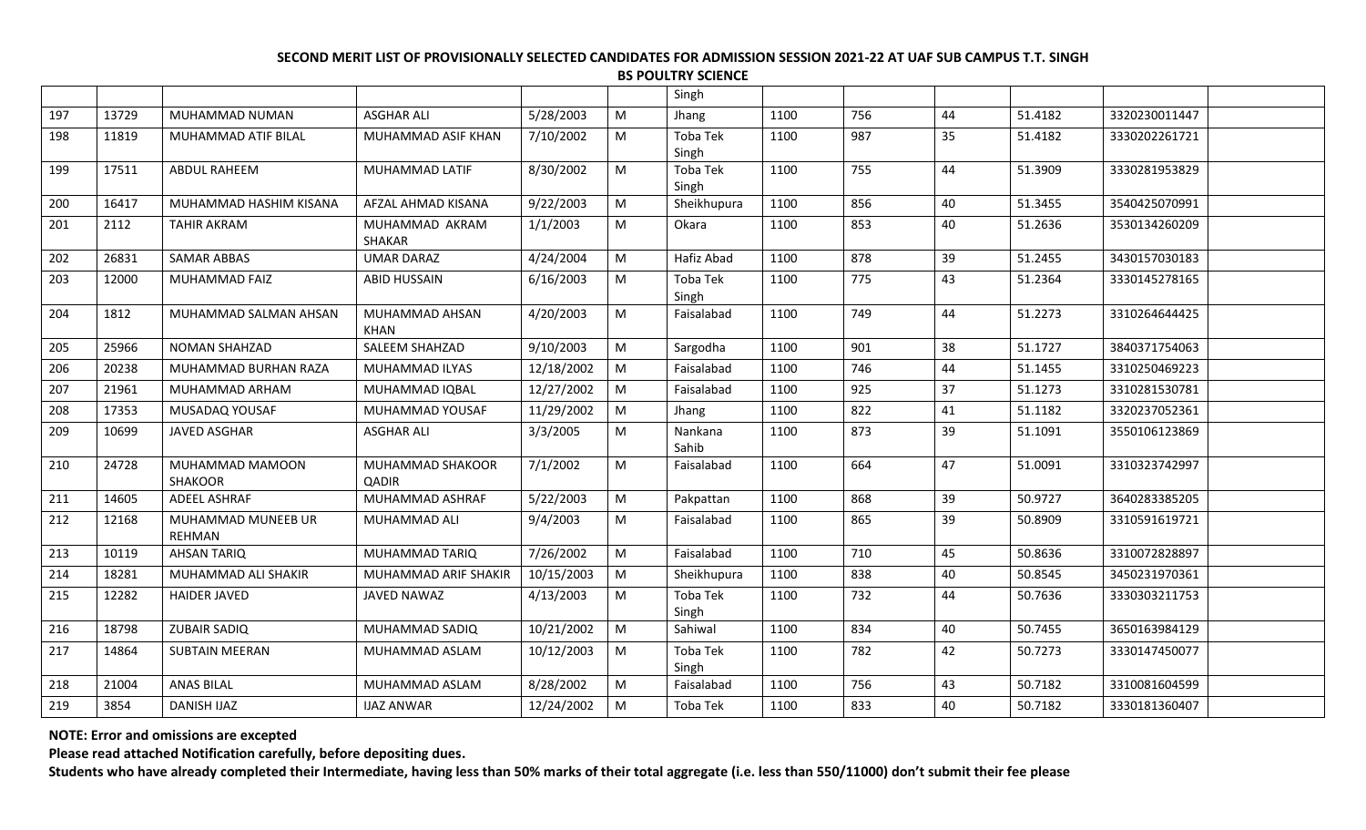**SECOND MERIT LIST OF PROVISIONALLY SELECTED CANDIDATES FOR ADMISSION SESSION 2021-22 AT UAF SUB CAMPUS T.T. SINGH**

**BS POULTRY SCIENCE**

| | | | | | | | | | | | | |
|---|---|---|---|---|---|---|---|---|---|---|---|---|
| | | | | | | Singh | | | | | | |
| 197 | 13729 | MUHAMMAD NUMAN | ASGHAR ALI | 5/28/2003 | M | Jhang | 1100 | 756 | 44 | 51.4182 | 3320230011447 | |
| 198 | 11819 | MUHAMMAD ATIF BILAL | MUHAMMAD ASIF KHAN | 7/10/2002 | M | Toba Tek Singh | 1100 | 987 | 35 | 51.4182 | 3330202261721 | |
| 199 | 17511 | ABDUL RAHEEM | MUHAMMAD LATIF | 8/30/2002 | M | Toba Tek Singh | 1100 | 755 | 44 | 51.3909 | 3330281953829 | |
| 200 | 16417 | MUHAMMAD HASHIM KISANA | AFZAL AHMAD KISANA | 9/22/2003 | M | Sheikhupura | 1100 | 856 | 40 | 51.3455 | 3540425070991 | |
| 201 | 2112 | TAHIR AKRAM | MUHAMMAD AKRAM SHAKAR | 1/1/2003 | M | Okara | 1100 | 853 | 40 | 51.2636 | 3530134260209 | |
| 202 | 26831 | SAMAR ABBAS | UMAR DARAZ | 4/24/2004 | M | Hafiz Abad | 1100 | 878 | 39 | 51.2455 | 3430157030183 | |
| 203 | 12000 | MUHAMMAD FAIZ | ABID HUSSAIN | 6/16/2003 | M | Toba Tek Singh | 1100 | 775 | 43 | 51.2364 | 3330145278165 | |
| 204 | 1812 | MUHAMMAD SALMAN AHSAN | MUHAMMAD AHSAN KHAN | 4/20/2003 | M | Faisalabad | 1100 | 749 | 44 | 51.2273 | 3310264644425 | |
| 205 | 25966 | NOMAN SHAHZAD | SALEEM SHAHZAD | 9/10/2003 | M | Sargodha | 1100 | 901 | 38 | 51.1727 | 3840371754063 | |
| 206 | 20238 | MUHAMMAD BURHAN RAZA | MUHAMMAD ILYAS | 12/18/2002 | M | Faisalabad | 1100 | 746 | 44 | 51.1455 | 3310250469223 | |
| 207 | 21961 | MUHAMMAD ARHAM | MUHAMMAD IQBAL | 12/27/2002 | M | Faisalabad | 1100 | 925 | 37 | 51.1273 | 3310281530781 | |
| 208 | 17353 | MUSADAQ YOUSAF | MUHAMMAD YOUSAF | 11/29/2002 | M | Jhang | 1100 | 822 | 41 | 51.1182 | 3320237052361 | |
| 209 | 10699 | JAVED ASGHAR | ASGHAR ALI | 3/3/2005 | M | Nankana Sahib | 1100 | 873 | 39 | 51.1091 | 3550106123869 | |
| 210 | 24728 | MUHAMMAD MAMOON SHAKOOR | MUHAMMAD SHAKOOR QADIR | 7/1/2002 | M | Faisalabad | 1100 | 664 | 47 | 51.0091 | 3310323742997 | |
| 211 | 14605 | ADEEL ASHRAF | MUHAMMAD ASHRAF | 5/22/2003 | M | Pakpattan | 1100 | 868 | 39 | 50.9727 | 3640283385205 | |
| 212 | 12168 | MUHAMMAD MUNEEB UR REHMAN | MUHAMMAD ALI | 9/4/2003 | M | Faisalabad | 1100 | 865 | 39 | 50.8909 | 3310591619721 | |
| 213 | 10119 | AHSAN TARIQ | MUHAMMAD TARIQ | 7/26/2002 | M | Faisalabad | 1100 | 710 | 45 | 50.8636 | 3310072828897 | |
| 214 | 18281 | MUHAMMAD ALI SHAKIR | MUHAMMAD ARIF SHAKIR | 10/15/2003 | M | Sheikhupura | 1100 | 838 | 40 | 50.8545 | 3450231970361 | |
| 215 | 12282 | HAIDER JAVED | JAVED NAWAZ | 4/13/2003 | M | Toba Tek Singh | 1100 | 732 | 44 | 50.7636 | 3330303211753 | |
| 216 | 18798 | ZUBAIR SADIQ | MUHAMMAD SADIQ | 10/21/2002 | M | Sahiwal | 1100 | 834 | 40 | 50.7455 | 3650163984129 | |
| 217 | 14864 | SUBTAIN MEERAN | MUHAMMAD ASLAM | 10/12/2003 | M | Toba Tek Singh | 1100 | 782 | 42 | 50.7273 | 3330147450077 | |
| 218 | 21004 | ANAS BILAL | MUHAMMAD ASLAM | 8/28/2002 | M | Faisalabad | 1100 | 756 | 43 | 50.7182 | 3310081604599 | |
| 219 | 3854 | DANISH IJAZ | IJAZ ANWAR | 12/24/2002 | M | Toba Tek | 1100 | 833 | 40 | 50.7182 | 3330181360407 | |

**NOTE: Error and omissions are excepted**

**Please read attached Notification carefully, before depositing dues.**

**Students who have already completed their Intermediate, having less than 50% marks of their total aggregate (i.e. less than 550/11000) don't submit their fee please**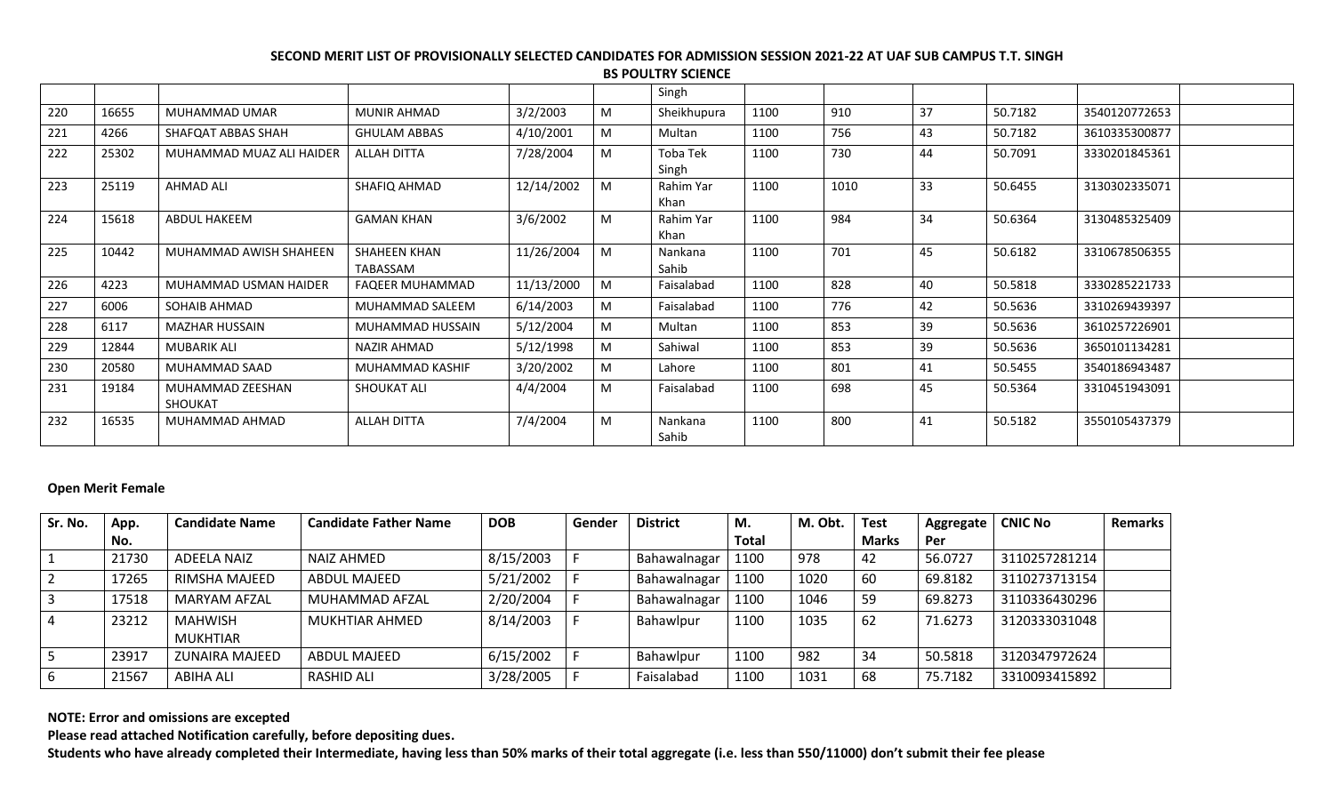**SECOND MERIT LIST OF PROVISIONALLY SELECTED CANDIDATES FOR ADMISSION SESSION 2021-22 AT UAF SUB CAMPUS T.T. SINGH**

**BS POULTRY SCIENCE**

| | | | | | | | | | | | | |
|---|---|---|---|---|---|---|---|---|---|---|---|---|
| | | | | | | Singh | | | | | | |
| 220 | 16655 | MUHAMMAD UMAR | MUNIR AHMAD | 3/2/2003 | M | Sheikhupura | 1100 | 910 | 37 | 50.7182 | 3540120772653 | |
| 221 | 4266 | SHAFQAT ABBAS SHAH | GHULAM ABBAS | 4/10/2001 | M | Multan | 1100 | 756 | 43 | 50.7182 | 3610335300877 | |
| 222 | 25302 | MUHAMMAD MUAZ ALI HAIDER | ALLAH DITTA | 7/28/2004 | M | Toba Tek Singh | 1100 | 730 | 44 | 50.7091 | 3330201845361 | |
| 223 | 25119 | AHMAD ALI | SHAFIQ AHMAD | 12/14/2002 | M | Rahim Yar Khan | 1100 | 1010 | 33 | 50.6455 | 3130302335071 | |
| 224 | 15618 | ABDUL HAKEEM | GAMAN KHAN | 3/6/2002 | M | Rahim Yar Khan | 1100 | 984 | 34 | 50.6364 | 3130485325409 | |
| 225 | 10442 | MUHAMMAD AWISH SHAHEEN | SHAHEEN KHAN TABASSAM | 11/26/2004 | M | Nankana Sahib | 1100 | 701 | 45 | 50.6182 | 3310678506355 | |
| 226 | 4223 | MUHAMMAD USMAN HAIDER | FAQEER MUHAMMAD | 11/13/2000 | M | Faisalabad | 1100 | 828 | 40 | 50.5818 | 3330285221733 | |
| 227 | 6006 | SOHAIB AHMAD | MUHAMMAD SALEEM | 6/14/2003 | M | Faisalabad | 1100 | 776 | 42 | 50.5636 | 3310269439397 | |
| 228 | 6117 | MAZHAR HUSSAIN | MUHAMMAD HUSSAIN | 5/12/2004 | M | Multan | 1100 | 853 | 39 | 50.5636 | 3610257226901 | |
| 229 | 12844 | MUBARIK ALI | NAZIR AHMAD | 5/12/1998 | M | Sahiwal | 1100 | 853 | 39 | 50.5636 | 3650101134281 | |
| 230 | 20580 | MUHAMMAD SAAD | MUHAMMAD KASHIF | 3/20/2002 | M | Lahore | 1100 | 801 | 41 | 50.5455 | 3540186943487 | |
| 231 | 19184 | MUHAMMAD ZEESHAN SHOUKAT | SHOUKAT ALI | 4/4/2004 | M | Faisalabad | 1100 | 698 | 45 | 50.5364 | 3310451943091 | |
| 232 | 16535 | MUHAMMAD AHMAD | ALLAH DITTA | 7/4/2004 | M | Nankana Sahib | 1100 | 800 | 41 | 50.5182 | 3550105437379 | |

**Open Merit Female**

| Sr. No. | App. No. | Candidate Name | Candidate Father Name | DOB | Gender | District | M. Total | M. Obt. | Test Marks | Aggregate Per | CNIC No | Remarks |
|---|---|---|---|---|---|---|---|---|---|---|---|---|
| 1 | 21730 | ADEELA NAIZ | NAIZ AHMED | 8/15/2003 | F | Bahawalnagar | 1100 | 978 | 42 | 56.0727 | 3110257281214 | |
| 2 | 17265 | RIMSHA MAJEED | ABDUL MAJEED | 5/21/2002 | F | Bahawalnagar | 1100 | 1020 | 60 | 69.8182 | 3110273713154 | |
| 3 | 17518 | MARYAM AFZAL | MUHAMMAD AFZAL | 2/20/2004 | F | Bahawalnagar | 1100 | 1046 | 59 | 69.8273 | 3110336430296 | |
| 4 | 23212 | MAHWISH MUKHTIAR | MUKHTIAR AHMED | 8/14/2003 | F | Bahawlpur | 1100 | 1035 | 62 | 71.6273 | 3120333031048 | |
| 5 | 23917 | ZUNAIRA MAJEED | ABDUL MAJEED | 6/15/2002 | F | Bahawlpur | 1100 | 982 | 34 | 50.5818 | 3120347972624 | |
| 6 | 21567 | ABIHA ALI | RASHID ALI | 3/28/2005 | F | Faisalabad | 1100 | 1031 | 68 | 75.7182 | 3310093415892 | |

**NOTE: Error and omissions are excepted**

**Please read attached Notification carefully, before depositing dues.**

**Students who have already completed their Intermediate, having less than 50% marks of their total aggregate (i.e. less than 550/11000) don't submit their fee please**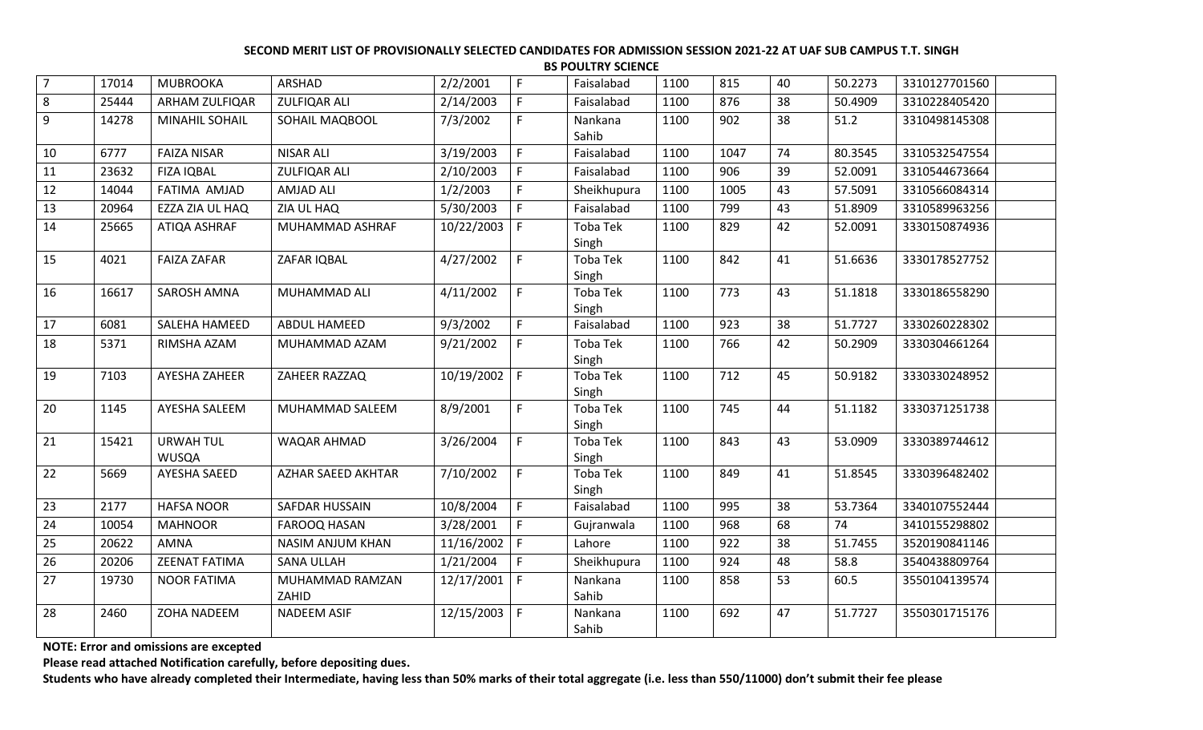**SECOND MERIT LIST OF PROVISIONALLY SELECTED CANDIDATES FOR ADMISSION SESSION 2021-22 AT UAF SUB CAMPUS T.T. SINGH**

**BS POULTRY SCIENCE**

| | | | | | | | | | | | | |
|---|---|---|---|---|---|---|---|---|---|---|---|---|
| 7 | 17014 | MUBROOKA | ARSHAD | 2/2/2001 | F | Faisalabad | 1100 | 815 | 40 | 50.2273 | 3310127701560 | |
| 8 | 25444 | ARHAM ZULFIQAR | ZULFIQAR ALI | 2/14/2003 | F | Faisalabad | 1100 | 876 | 38 | 50.4909 | 3310228405420 | |
| 9 | 14278 | MINAHIL SOHAIL | SOHAIL MAQBOOL | 7/3/2002 | F | Nankana Sahib | 1100 | 902 | 38 | 51.2 | 3310498145308 | |
| 10 | 6777 | FAIZA NISAR | NISAR ALI | 3/19/2003 | F | Faisalabad | 1100 | 1047 | 74 | 80.3545 | 3310532547554 | |
| 11 | 23632 | FIZA IQBAL | ZULFIQAR ALI | 2/10/2003 | F | Faisalabad | 1100 | 906 | 39 | 52.0091 | 3310544673664 | |
| 12 | 14044 | FATIMA AMJAD | AMJAD ALI | 1/2/2003 | F | Sheikhupura | 1100 | 1005 | 43 | 57.5091 | 3310566084314 | |
| 13 | 20964 | EZZA ZIA UL HAQ | ZIA UL HAQ | 5/30/2003 | F | Faisalabad | 1100 | 799 | 43 | 51.8909 | 3310589963256 | |
| 14 | 25665 | ATIQA ASHRAF | MUHAMMAD ASHRAF | 10/22/2003 | F | Toba Tek Singh | 1100 | 829 | 42 | 52.0091 | 3330150874936 | |
| 15 | 4021 | FAIZA ZAFAR | ZAFAR IQBAL | 4/27/2002 | F | Toba Tek Singh | 1100 | 842 | 41 | 51.6636 | 3330178527752 | |
| 16 | 16617 | SAROSH AMNA | MUHAMMAD ALI | 4/11/2002 | F | Toba Tek Singh | 1100 | 773 | 43 | 51.1818 | 3330186558290 | |
| 17 | 6081 | SALEHA HAMEED | ABDUL HAMEED | 9/3/2002 | F | Faisalabad | 1100 | 923 | 38 | 51.7727 | 3330260228302 | |
| 18 | 5371 | RIMSHA AZAM | MUHAMMAD AZAM | 9/21/2002 | F | Toba Tek Singh | 1100 | 766 | 42 | 50.2909 | 3330304661264 | |
| 19 | 7103 | AYESHA ZAHEER | ZAHEER RAZZAQ | 10/19/2002 | F | Toba Tek Singh | 1100 | 712 | 45 | 50.9182 | 3330330248952 | |
| 20 | 1145 | AYESHA SALEEM | MUHAMMAD SALEEM | 8/9/2001 | F | Toba Tek Singh | 1100 | 745 | 44 | 51.1182 | 3330371251738 | |
| 21 | 15421 | URWAH TUL WUSQA | WAQAR AHMAD | 3/26/2004 | F | Toba Tek Singh | 1100 | 843 | 43 | 53.0909 | 3330389744612 | |
| 22 | 5669 | AYESHA SAEED | AZHAR SAEED AKHTAR | 7/10/2002 | F | Toba Tek Singh | 1100 | 849 | 41 | 51.8545 | 3330396482402 | |
| 23 | 2177 | HAFSA NOOR | SAFDAR HUSSAIN | 10/8/2004 | F | Faisalabad | 1100 | 995 | 38 | 53.7364 | 3340107552444 | |
| 24 | 10054 | MAHNOOR | FAROOQ HASAN | 3/28/2001 | F | Gujranwala | 1100 | 968 | 68 | 74 | 3410155298802 | |
| 25 | 20622 | AMNA | NASIM ANJUM KHAN | 11/16/2002 | F | Lahore | 1100 | 922 | 38 | 51.7455 | 3520190841146 | |
| 26 | 20206 | ZEENAT FATIMA | SANA ULLAH | 1/21/2004 | F | Sheikhupura | 1100 | 924 | 48 | 58.8 | 3540438809764 | |
| 27 | 19730 | NOOR FATIMA | MUHAMMAD RAMZAN ZAHID | 12/17/2001 | F | Nankana Sahib | 1100 | 858 | 53 | 60.5 | 3550104139574 | |
| 28 | 2460 | ZOHA NADEEM | NADEEM ASIF | 12/15/2003 | F | Nankana Sahib | 1100 | 692 | 47 | 51.7727 | 3550301715176 | |

**NOTE: Error and omissions are excepted**

**Please read attached Notification carefully, before depositing dues.**

**Students who have already completed their Intermediate, having less than 50% marks of their total aggregate (i.e. less than 550/11000) don't submit their fee please**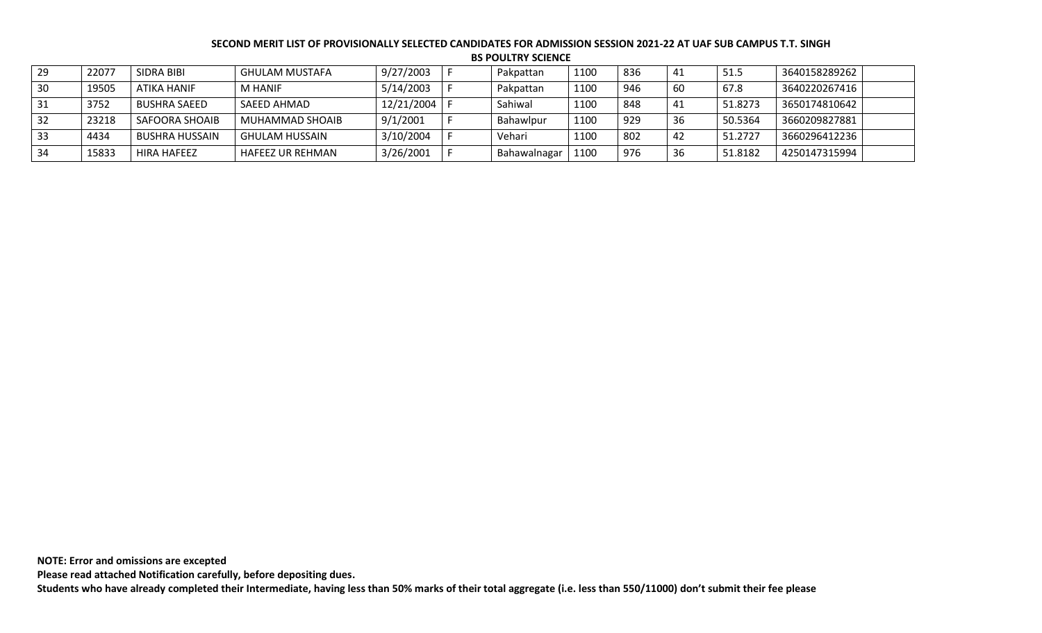**SECOND MERIT LIST OF PROVISIONALLY SELECTED CANDIDATES FOR ADMISSION SESSION 2021-22 AT UAF SUB CAMPUS T.T. SINGH**

**BS POULTRY SCIENCE**

| | | | | | | | | | | | | |
|---|---|---|---|---|---|---|---|---|---|---|---|---|
| 29 | 22077 | SIDRA BIBI | GHULAM MUSTAFA | 9/27/2003 | F | Pakpattan | 1100 | 836 | 41 | 51.5 | 3640158289262 | |
| 30 | 19505 | ATIKA HANIF | M HANIF | 5/14/2003 | F | Pakpattan | 1100 | 946 | 60 | 67.8 | 3640220267416 | |
| 31 | 3752 | BUSHRA SAEED | SAEED AHMAD | 12/21/2004 | F | Sahiwal | 1100 | 848 | 41 | 51.8273 | 3650174810642 | |
| 32 | 23218 | SAFOORA SHOAIB | MUHAMMAD SHOAIB | 9/1/2001 | F | Bahawlpur | 1100 | 929 | 36 | 50.5364 | 3660209827881 | |
| 33 | 4434 | BUSHRA HUSSAIN | GHULAM HUSSAIN | 3/10/2004 | F | Vehari | 1100 | 802 | 42 | 51.2727 | 3660296412236 | |
| 34 | 15833 | HIRA HAFEEZ | HAFEEZ UR REHMAN | 3/26/2001 | F | Bahawalnagar | 1100 | 976 | 36 | 51.8182 | 4250147315994 | |

**NOTE: Error and omissions are excepted**

**Please read attached Notification carefully, before depositing dues.**

**Students who have already completed their Intermediate, having less than 50% marks of their total aggregate (i.e. less than 550/11000) don't submit their fee please**